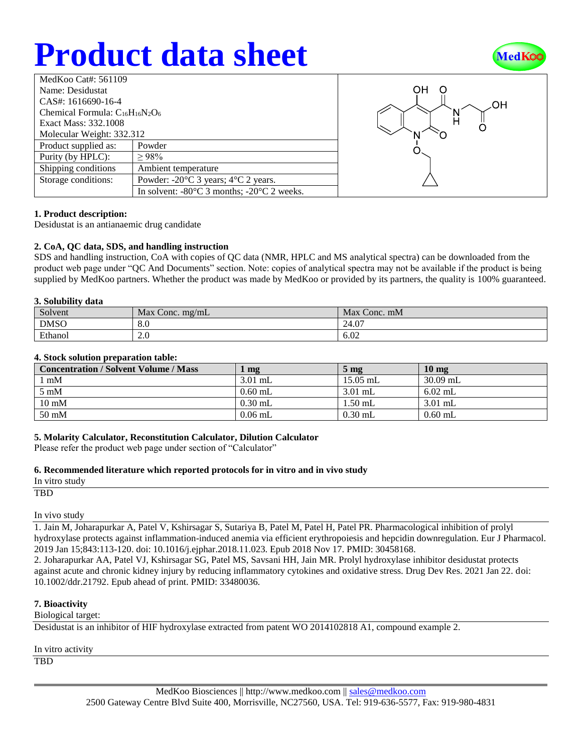# Product data sheet

| MedKoo Cat#: 561109 | |
|---|---|
| Name: Desidustat | |
| CAS#: 1616690-16-4 | |
| Chemical Formula: $C_{16}H_{16}N_2O_6$ | |
| Exact Mass: 332.1008 | |
| Molecular Weight: 332.312 | |
| Product supplied as: | Powder |
| Purity (by HPLC): | ≥ 98% |
| Shipping conditions | Ambient temperature |
| Storage conditions: | Powder: -20°C 3 years; 4°C 2 years. |
| | In solvent: -80°C 3 months; -20°C 2 weeks. |

### 1. Product description:

Desidustat is an antianaemic drug candidate

### 2. CoA, QC data, SDS, and handling instruction

SDS and handling instruction, CoA with copies of QC data (NMR, HPLC and MS analytical spectra) can be downloaded from the product web page under "QC And Documents" section. Note: copies of analytical spectra may not be available if the product is being supplied by MedKoo partners. Whether the product was made by MedKoo or provided by its partners, the quality is 100% guaranteed.

### 3. Solubility data

| Solvent | Max Conc. mg/mL | Max Conc. mM |
|---|---|---|
| DMSO | 8.0 | 24.07 |
| Ethanol | 2.0 | 6.02 |

### 4. Stock solution preparation table:

| Concentration / Solvent Volume / Mass | 1 mg | 5 mg | 10 mg |
|---|---|---|---|
| 1 mM | 3.01 mL | 15.05 mL | 30.09 mL |
| 5 mM | 0.60 mL | 3.01 mL | 6.02 mL |
| 10 mM | 0.30 mL | 1.50 mL | 3.01 mL |
| 50 mM | 0.06 mL | 0.30 mL | 0.60 mL |

### 5. Molarity Calculator, Reconstitution Calculator, Dilution Calculator

Please refer the product web page under section of "Calculator"

### 6. Recommended literature which reported protocols for in vitro and in vivo study

In vitro study

TBD

In vivo study

1. Jain M, Joharapurkar A, Patel V, Kshirsagar S, Sutariya B, Patel M, Patel H, Patel PR. Pharmacological inhibition of prolyl hydroxylase protects against inflammation-induced anemia via efficient erythropoiesis and hepcidin downregulation. Eur J Pharmacol. 2019 Jan 15;843:113-120. doi: 10.1016/j.ejphar.2018.11.023. Epub 2018 Nov 17. PMID: 30458168.
2. Joharapurkar AA, Patel VJ, Kshirsagar SG, Patel MS, Savsani HH, Jain MR. Prolyl hydroxylase inhibitor desidustat protects against acute and chronic kidney injury by reducing inflammatory cytokines and oxidative stress. Drug Dev Res. 2021 Jan 22. doi: 10.1002/ddr.21792. Epub ahead of print. PMID: 33480036.

### 7. Bioactivity

Biological target:

Desidustat is an inhibitor of HIF hydroxylase extracted from patent WO 2014102818 A1, compound example 2.

In vitro activity

TBD

MedKoo Biosciences || http://www.medkoo.com || sales@medkoo.com
2500 Gateway Centre Blvd Suite 400, Morrisville, NC27560, USA. Tel: 919-636-5577, Fax: 919-980-4831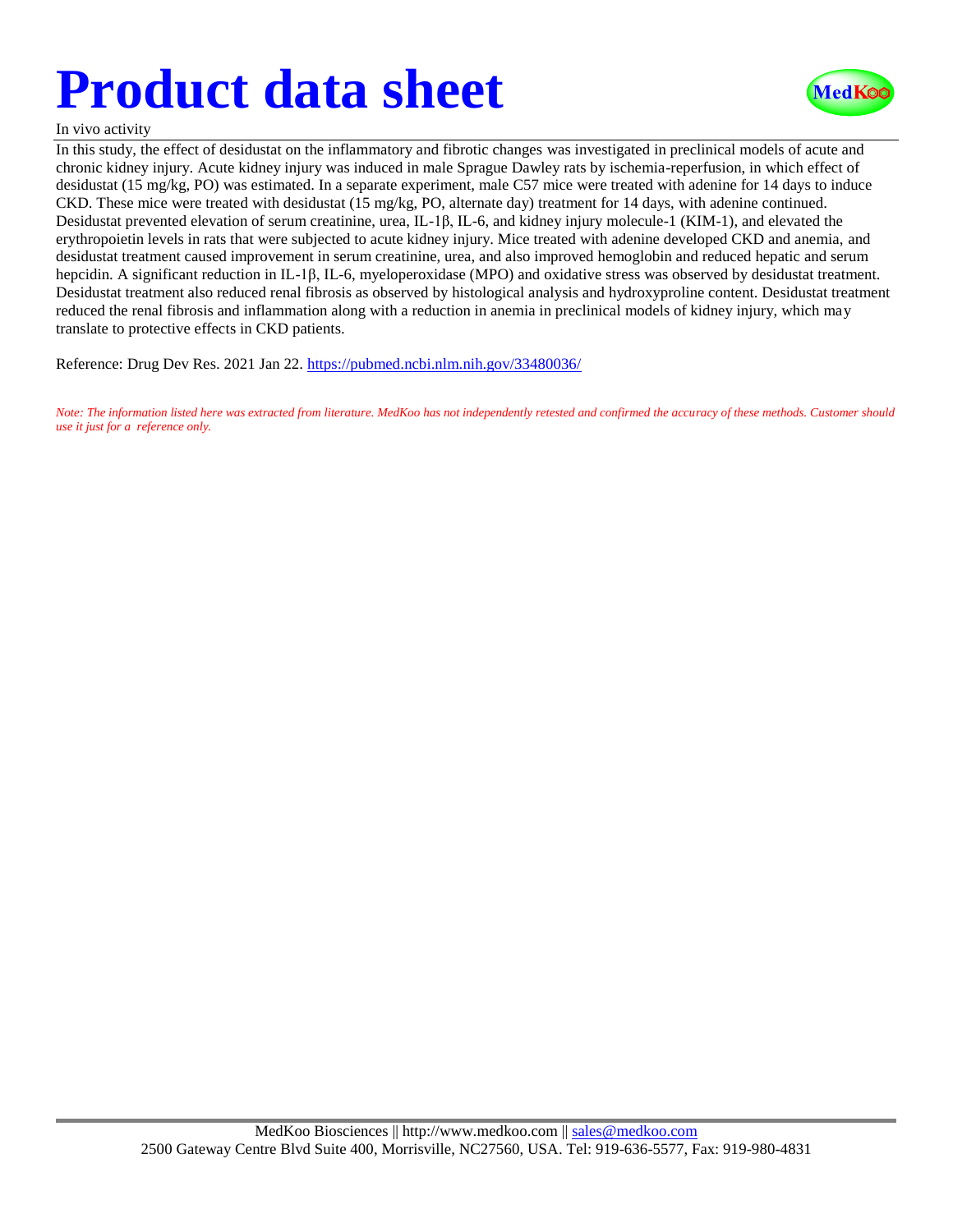In vivo activity

In this study, the effect of desidustat on the inflammatory and fibrotic changes was investigated in preclinical models of acute and chronic kidney injury. Acute kidney injury was induced in male Sprague Dawley rats by ischemia-reperfusion, in which effect of desidustat (15 mg/kg, PO) was estimated. In a separate experiment, male C57 mice were treated with adenine for 14 days to induce CKD. These mice were treated with desidustat (15 mg/kg, PO, alternate day) treatment for 14 days, with adenine continued. Desidustat prevented elevation of serum creatinine, urea, IL-1β, IL-6, and kidney injury molecule-1 (KIM-1), and elevated the erythropoietin levels in rats that were subjected to acute kidney injury. Mice treated with adenine developed CKD and anemia, and desidustat treatment caused improvement in serum creatinine, urea, and also improved hemoglobin and reduced hepatic and serum hepcidin. A significant reduction in IL-1β, IL-6, myeloperoxidase (MPO) and oxidative stress was observed by desidustat treatment. Desidustat treatment also reduced renal fibrosis as observed by histological analysis and hydroxyproline content. Desidustat treatment reduced the renal fibrosis and inflammation along with a reduction in anemia in preclinical models of kidney injury, which may translate to protective effects in CKD patients.

Reference: Drug Dev Res. 2021 Jan 22. https://pubmed.ncbi.nlm.nih.gov/33480036/

*Note: The information listed here was extracted from literature. MedKoo has not independently retested and confirmed the accuracy of these methods. Customer should use it just for a reference only.*